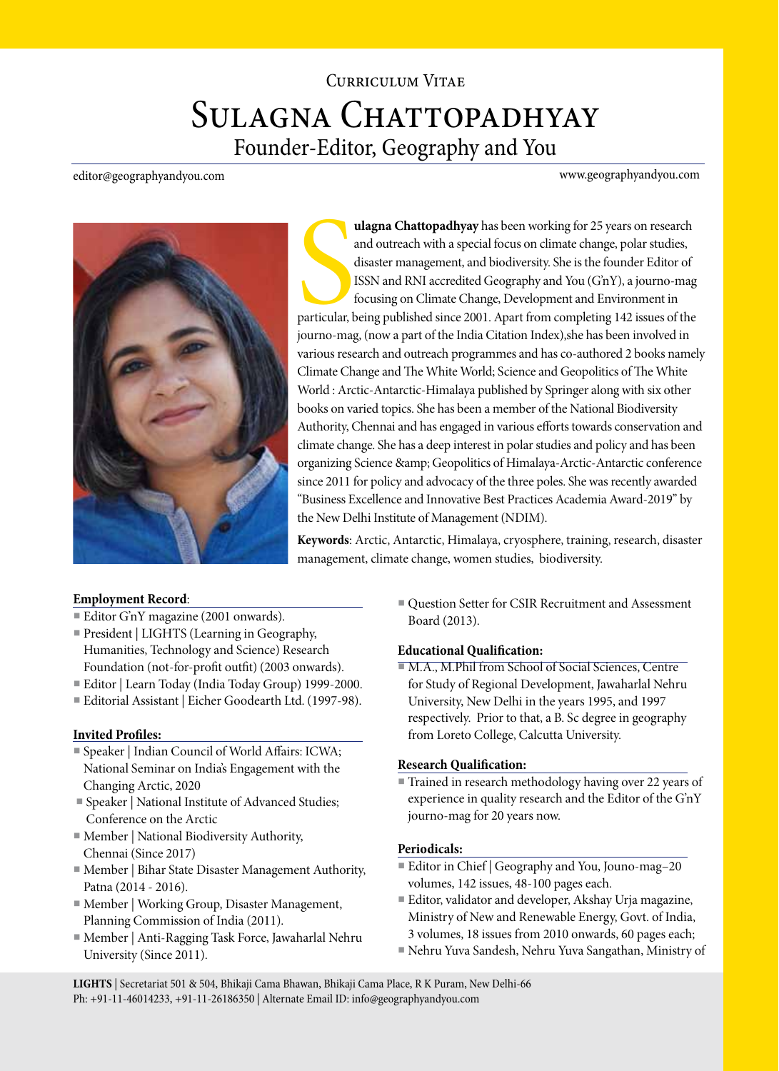Curriculum Vitae

# Sulagna Chattopadhyay

## Founder-Editor, Geography and You

editor@geographyandyou.com

www.geographyandyou.com

**Sulagna Chattopadhyay** has been working for 25 years on research and outreach with a special focus on climate change, polar studies, disaster management, and biodiversity. She is the founder Editor of ISSN and RNI accredited Geography and You (G'nY), a journo-mag focusing on Climate Change, Development and Environment in particular, being published since 2001. Apart from completing 142 issues of the journo-mag, (now a part of the India Citation Index),she has been involved in various research and outreach programmes and has co-authored 2 books namely Climate Change and The White World; Science and Geopolitics of The White World : Arctic-Antarctic-Himalaya published by Springer along with six other books on varied topics. She has been a member of the National Biodiversity Authority, Chennai and has engaged in various efforts towards conservation and climate change. She has a deep interest in polar studies and policy and has been organizing Science &amp; Geopolitics of Himalaya-Arctic-Antarctic conference since 2011 for policy and advocacy of the three poles. She was recently awarded "Business Excellence and Innovative Best Practices Academia Award-2019" by the New Delhi Institute of Management (NDIM).

**Keywords**: Arctic, Antarctic, Himalaya, cryosphere, training, research, disaster management, climate change, women studies, biodiversity.

### Employment Record:

- Editor G'nY magazine (2001 onwards).
- President | LIGHTS (Learning in Geography, Humanities, Technology and Science) Research Foundation (not-for-profit outfit) (2003 onwards).
- Editor | Learn Today (India Today Group) 1999-2000.
- Editorial Assistant | Eicher Goodearth Ltd. (1997-98).

### Invited Profiles:

- Speaker | Indian Council of World Affairs: ICWA; National Seminar on India's Engagement with the Changing Arctic, 2020
- Speaker | National Institute of Advanced Studies; Conference on the Arctic
- Member | National Biodiversity Authority, Chennai (Since 2017)
- Member | Bihar State Disaster Management Authority, Patna (2014 - 2016).
- Member | Working Group, Disaster Management, Planning Commission of India (2011).
- Member | Anti-Ragging Task Force, Jawaharlal Nehru University (Since 2011).
- Question Setter for CSIR Recruitment and Assessment Board (2013).

### Educational Qualification:

- M.A., M.Phil from School of Social Sciences, Centre for Study of Regional Development, Jawaharlal Nehru University, New Delhi in the years 1995, and 1997 respectively. Prior to that, a B. Sc degree in geography from Loreto College, Calcutta University.

### Research Qualification:

- Trained in research methodology having over 22 years of experience in quality research and the Editor of the G'nY journo-mag for 20 years now.

### Periodicals:

- Editor in Chief | Geography and You, Jouno-mag–20 volumes, 142 issues, 48-100 pages each.
- Editor, validator and developer, Akshay Urja magazine, Ministry of New and Renewable Energy, Govt. of India, 3 volumes, 18 issues from 2010 onwards, 60 pages each;
- Nehru Yuva Sandesh, Nehru Yuva Sangathan, Ministry of

**LIGHTS** | Secretariat 501 & 504, Bhikaji Cama Bhawan, Bhikaji Cama Place, R K Puram, New Delhi-66
Ph: +91-11-46014233, +91-11-26186350 | Alternate Email ID: info@geographyandyou.com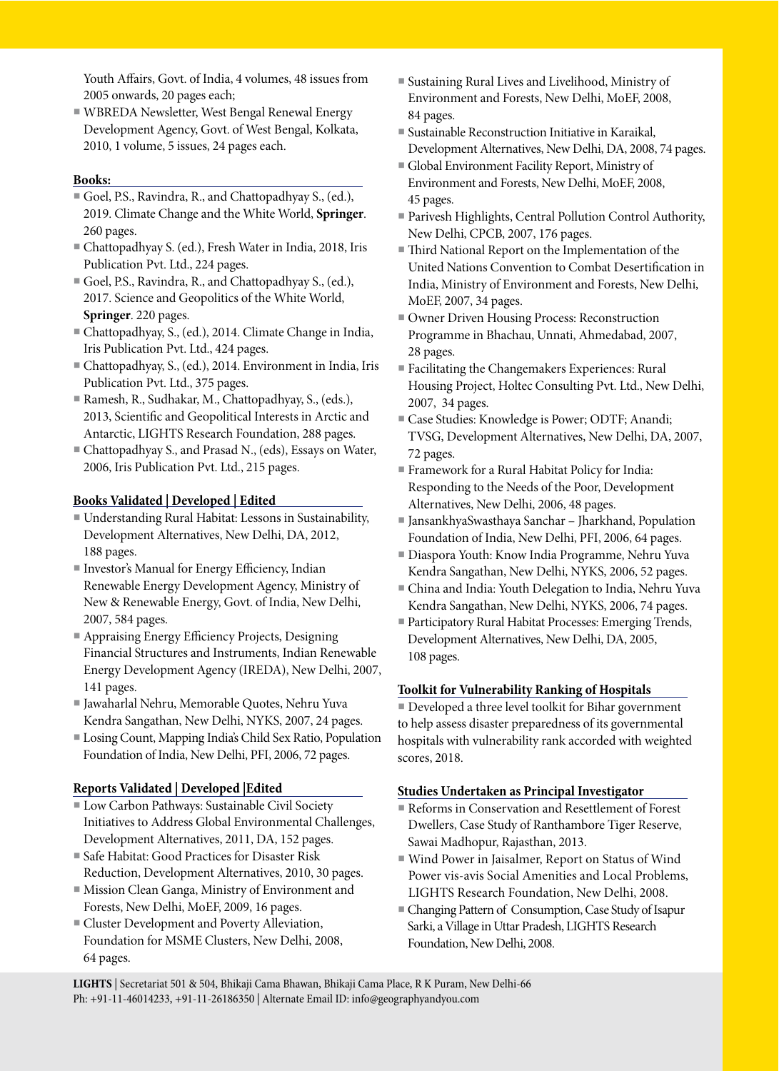Youth Affairs, Govt. of India, 4 volumes, 48 issues from 2005 onwards, 20 pages each;

- WBREDA Newsletter, West Bengal Renewal Energy Development Agency, Govt. of West Bengal, Kolkata, 2010, 1 volume, 5 issues, 24 pages each.

**Books:**

- Goel, P.S., Ravindra, R., and Chattopadhyay S., (ed.), 2019. Climate Change and the White World, **Springer**. 260 pages.
- Chattopadhyay S. (ed.), Fresh Water in India, 2018, Iris Publication Pvt. Ltd., 224 pages.
- Goel, P.S., Ravindra, R., and Chattopadhyay S., (ed.), 2017. Science and Geopolitics of the White World, **Springer**. 220 pages.
- Chattopadhyay, S., (ed.), 2014. Climate Change in India, Iris Publication Pvt. Ltd., 424 pages.
- Chattopadhyay, S., (ed.), 2014. Environment in India, Iris Publication Pvt. Ltd., 375 pages.
- Ramesh, R., Sudhakar, M., Chattopadhyay, S., (eds.), 2013, Scientific and Geopolitical Interests in Arctic and Antarctic, LIGHTS Research Foundation, 288 pages.
- Chattopadhyay S., and Prasad N., (eds), Essays on Water, 2006, Iris Publication Pvt. Ltd., 215 pages.

**Books Validated | Developed | Edited**

- Understanding Rural Habitat: Lessons in Sustainability, Development Alternatives, New Delhi, DA, 2012, 188 pages.
- Investor's Manual for Energy Efficiency, Indian Renewable Energy Development Agency, Ministry of New & Renewable Energy, Govt. of India, New Delhi, 2007, 584 pages.
- Appraising Energy Efficiency Projects, Designing Financial Structures and Instruments, Indian Renewable Energy Development Agency (IREDA), New Delhi, 2007, 141 pages.
- Jawaharlal Nehru, Memorable Quotes, Nehru Yuva Kendra Sangathan, New Delhi, NYKS, 2007, 24 pages.
- Losing Count, Mapping India's Child Sex Ratio, Population Foundation of India, New Delhi, PFI, 2006, 72 pages.

**Reports Validated | Developed |Edited**

- Low Carbon Pathways: Sustainable Civil Society Initiatives to Address Global Environmental Challenges, Development Alternatives, 2011, DA, 152 pages.
- Safe Habitat: Good Practices for Disaster Risk Reduction, Development Alternatives, 2010, 30 pages.
- Mission Clean Ganga, Ministry of Environment and Forests, New Delhi, MoEF, 2009, 16 pages.
- Cluster Development and Poverty Alleviation, Foundation for MSME Clusters, New Delhi, 2008, 64 pages.
- Sustaining Rural Lives and Livelihood, Ministry of Environment and Forests, New Delhi, MoEF, 2008, 84 pages.
- Sustainable Reconstruction Initiative in Karaikal, Development Alternatives, New Delhi, DA, 2008, 74 pages.
- Global Environment Facility Report, Ministry of Environment and Forests, New Delhi, MoEF, 2008, 45 pages.
- Parivesh Highlights, Central Pollution Control Authority, New Delhi, CPCB, 2007, 176 pages.
- Third National Report on the Implementation of the United Nations Convention to Combat Desertification in India, Ministry of Environment and Forests, New Delhi, MoEF, 2007, 34 pages.
- Owner Driven Housing Process: Reconstruction Programme in Bhachau, Unnati, Ahmedabad, 2007, 28 pages.
- Facilitating the Changemakers Experiences: Rural Housing Project, Holtec Consulting Pvt. Ltd., New Delhi, 2007, 34 pages.
- Case Studies: Knowledge is Power; ODTF; Anandi; TVSG, Development Alternatives, New Delhi, DA, 2007, 72 pages.
- Framework for a Rural Habitat Policy for India: Responding to the Needs of the Poor, Development Alternatives, New Delhi, 2006, 48 pages.
- JansankhyaSwasthaya Sanchar – Jharkhand, Population Foundation of India, New Delhi, PFI, 2006, 64 pages.
- Diaspora Youth: Know India Programme, Nehru Yuva Kendra Sangathan, New Delhi, NYKS, 2006, 52 pages.
- China and India: Youth Delegation to India, Nehru Yuva Kendra Sangathan, New Delhi, NYKS, 2006, 74 pages.
- Participatory Rural Habitat Processes: Emerging Trends, Development Alternatives, New Delhi, DA, 2005, 108 pages.

**Toolkit for Vulnerability Ranking of Hospitals**

- Developed a three level toolkit for Bihar government to help assess disaster preparedness of its governmental hospitals with vulnerability rank accorded with weighted scores, 2018.

**Studies Undertaken as Principal Investigator**

- Reforms in Conservation and Resettlement of Forest Dwellers, Case Study of Ranthambore Tiger Reserve, Sawai Madhopur, Rajasthan, 2013.
- Wind Power in Jaisalmer, Report on Status of Wind Power vis-avis Social Amenities and Local Problems, LIGHTS Research Foundation, New Delhi, 2008.
- Changing Pattern of Consumption, Case Study of Isapur Sarki, a Village in Uttar Pradesh, LIGHTS Research Foundation, New Delhi, 2008.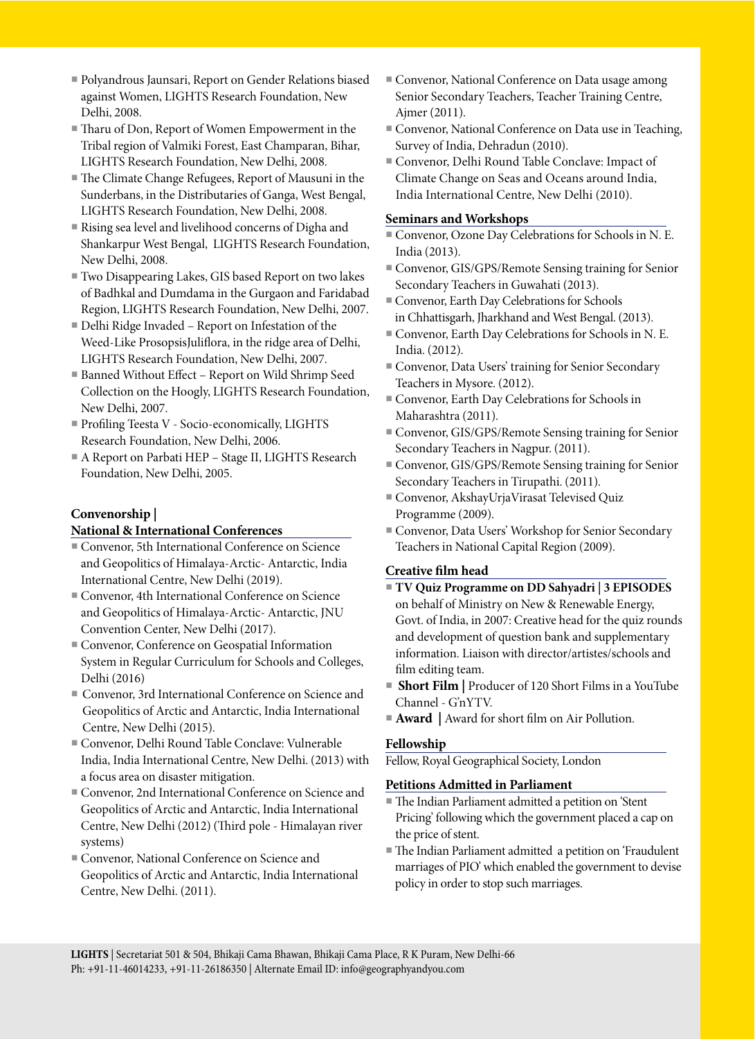- Polyandrous Jaunsari, Report on Gender Relations biased against Women, LIGHTS Research Foundation, New Delhi, 2008.
- Tharu of Don, Report of Women Empowerment in the Tribal region of Valmiki Forest, East Champaran, Bihar, LIGHTS Research Foundation, New Delhi, 2008.
- The Climate Change Refugees, Report of Mausuni in the Sunderbans, in the Distributaries of Ganga, West Bengal, LIGHTS Research Foundation, New Delhi, 2008.
- Rising sea level and livelihood concerns of Digha and Shankarpur West Bengal, LIGHTS Research Foundation, New Delhi, 2008.
- Two Disappearing Lakes, GIS based Report on two lakes of Badhkal and Dumdama in the Gurgaon and Faridabad Region, LIGHTS Research Foundation, New Delhi, 2007.
- Delhi Ridge Invaded – Report on Infestation of the Weed-Like ProsopsisJuliflora, in the ridge area of Delhi, LIGHTS Research Foundation, New Delhi, 2007.
- Banned Without Effect – Report on Wild Shrimp Seed Collection on the Hoogly, LIGHTS Research Foundation, New Delhi, 2007.
- Profiling Teesta V - Socio-economically, LIGHTS Research Foundation, New Delhi, 2006.
- A Report on Parbati HEP – Stage II, LIGHTS Research Foundation, New Delhi, 2005.

## Convenorship | National & International Conferences

- Convenor, 5th International Conference on Science and Geopolitics of Himalaya-Arctic- Antarctic, India International Centre, New Delhi (2019).
- Convenor, 4th International Conference on Science and Geopolitics of Himalaya-Arctic- Antarctic, JNU Convention Center, New Delhi (2017).
- Convenor, Conference on Geospatial Information System in Regular Curriculum for Schools and Colleges, Delhi (2016)
- Convenor, 3rd International Conference on Science and Geopolitics of Arctic and Antarctic, India International Centre, New Delhi (2015).
- Convenor, Delhi Round Table Conclave: Vulnerable India, India International Centre, New Delhi. (2013) with a focus area on disaster mitigation.
- Convenor, 2nd International Conference on Science and Geopolitics of Arctic and Antarctic, India International Centre, New Delhi (2012) (Third pole - Himalayan river systems)
- Convenor, National Conference on Science and Geopolitics of Arctic and Antarctic, India International Centre, New Delhi. (2011).
- Convenor, National Conference on Data usage among Senior Secondary Teachers, Teacher Training Centre, Ajmer (2011).
- Convenor, National Conference on Data use in Teaching, Survey of India, Dehradun (2010).
- Convenor, Delhi Round Table Conclave: Impact of Climate Change on Seas and Oceans around India, India International Centre, New Delhi (2010).

## Seminars and Workshops

- Convenor, Ozone Day Celebrations for Schools in N. E. India (2013).
- Convenor, GIS/GPS/Remote Sensing training for Senior Secondary Teachers in Guwahati (2013).
- Convenor, Earth Day Celebrations for Schools in Chhattisgarh, Jharkhand and West Bengal. (2013).
- Convenor, Earth Day Celebrations for Schools in N. E. India. (2012).
- Convenor, Data Users' training for Senior Secondary Teachers in Mysore. (2012).
- Convenor, Earth Day Celebrations for Schools in Maharashtra (2011).
- Convenor, GIS/GPS/Remote Sensing training for Senior Secondary Teachers in Nagpur. (2011).
- Convenor, GIS/GPS/Remote Sensing training for Senior Secondary Teachers in Tirupathi. (2011).
- Convenor, AkshayUrjaVirasat Televised Quiz Programme (2009).
- Convenor, Data Users' Workshop for Senior Secondary Teachers in National Capital Region (2009).

## Creative film head

- **TV Quiz Programme on DD Sahyadri | 3 EPISODES** on behalf of Ministry on New & Renewable Energy, Govt. of India, in 2007: Creative head for the quiz rounds and development of question bank and supplementary information. Liaison with director/artistes/schools and film editing team.
- **Short Film |** Producer of 120 Short Films in a YouTube Channel - G'nYTV.
- **Award |** Award for short film on Air Pollution.

## Fellowship

Fellow, Royal Geographical Society, London

## Petitions Admitted in Parliament

- The Indian Parliament admitted a petition on 'Stent Pricing' following which the government placed a cap on the price of stent.
- The Indian Parliament admitted a petition on 'Fraudulent marriages of PIO' which enabled the government to devise policy in order to stop such marriages.

**LIGHTS** | Secretariat 501 & 504, Bhikaji Cama Bhawan, Bhikaji Cama Place, R K Puram, New Delhi-66
Ph: +91-11-46014233, +91-11-26186350 | Alternate Email ID: info@geographyandyou.com